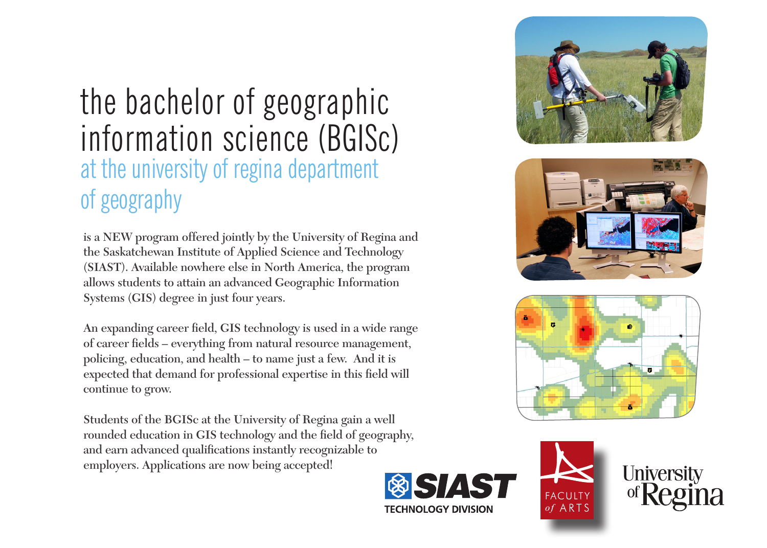# the bachelor of geographic information science (BGISc)

## at the university of regina department of geography

is a NEW program offered jointly by the University of Regina and the Saskatchewan Institute of Applied Science and Technology (SIAST). Available nowhere else in North America, the program allows students to attain an advanced Geographic Information Systems (GIS) degree in just four years.

An expanding career field, GIS technology is used in a wide range of career fields – everything from natural resource management, policing, education, and health – to name just a few. And it is expected that demand for professional expertise in this field will continue to grow.

Students of the BGISc at the University of Regina gain a well rounded education in GIS technology and the field of geography, and earn advanced qualifications instantly recognizable to employers. Applications are now being accepted!

SIAST TECHNOLOGY DIVISION

FACULTY *of* ARTS

University of Regina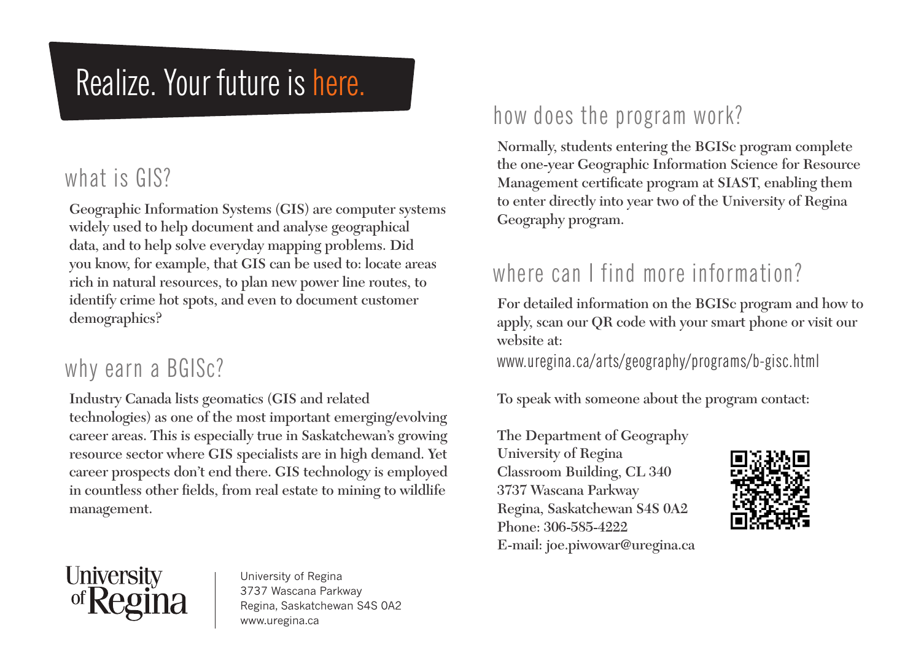# Realize. Your future is here.

## what is GIS?

Geographic Information Systems (GIS) are computer systems widely used to help document and analyse geographical data, and to help solve everyday mapping problems. Did you know, for example, that GIS can be used to: locate areas rich in natural resources, to plan new power line routes, to identify crime hot spots, and even to document customer demographics?

## why earn a BGISc?

Industry Canada lists geomatics (GIS and related technologies) as one of the most important emerging/evolving career areas. This is especially true in Saskatchewan's growing resource sector where GIS specialists are in high demand. Yet career prospects don't end there. GIS technology is employed in countless other fields, from real estate to mining to wildlife management.

## how does the program work?

Normally, students entering the BGISc program complete the one-year Geographic Information Science for Resource Management certificate program at SIAST, enabling them to enter directly into year two of the University of Regina Geography program.

## where can I find more information?

For detailed information on the BGISc program and how to apply, scan our QR code with your smart phone or visit our website at:

www.uregina.ca/arts/geography/programs/b-gisc.html

To speak with someone about the program contact:

The Department of Geography
University of Regina
Classroom Building, CL 340
3737 Wascana Parkway
Regina, Saskatchewan S4S 0A2
Phone: 306-585-4222
E-mail: joe.piwowar@uregina.ca

University of Regina

University of Regina
3737 Wascana Parkway
Regina, Saskatchewan S4S 0A2
www.uregina.ca